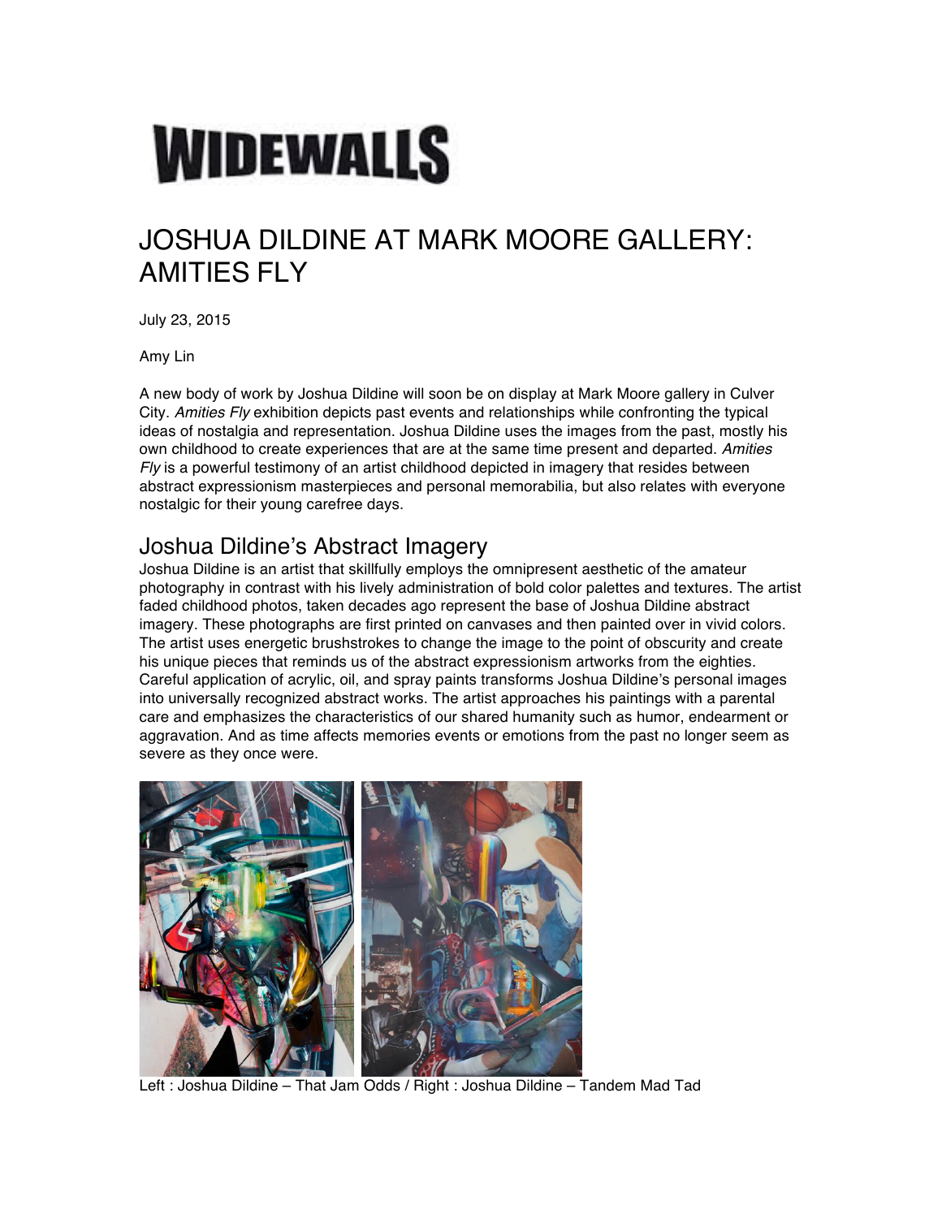# WIDEWALLS

## JOSHUA DILDINE AT MARK MOORE GALLERY: AMITIES FLY

July 23, 2015

Amy Lin

A new body of work by Joshua Dildine will soon be on display at Mark Moore gallery in Culver City. *Amities Fly* exhibition depicts past events and relationships while confronting the typical ideas of nostalgia and representation. Joshua Dildine uses the images from the past, mostly his own childhood to create experiences that are at the same time present and departed. *Amities Fly* is a powerful testimony of an artist childhood depicted in imagery that resides between abstract expressionism masterpieces and personal memorabilia, but also relates with everyone nostalgic for their young carefree days.

### Joshua Dildine's Abstract Imagery

Joshua Dildine is an artist that skillfully employs the omnipresent aesthetic of the amateur photography in contrast with his lively administration of bold color palettes and textures. The artist faded childhood photos, taken decades ago represent the base of Joshua Dildine abstract imagery. These photographs are first printed on canvases and then painted over in vivid colors. The artist uses energetic brushstrokes to change the image to the point of obscurity and create his unique pieces that reminds us of the abstract expressionism artworks from the eighties. Careful application of acrylic, oil, and spray paints transforms Joshua Dildine's personal images into universally recognized abstract works. The artist approaches his paintings with a parental care and emphasizes the characteristics of our shared humanity such as humor, endearment or aggravation. And as time affects memories events or emotions from the past no longer seem as severe as they once were.

Left : Joshua Dildine – That Jam Odds / Right : Joshua Dildine – Tandem Mad Tad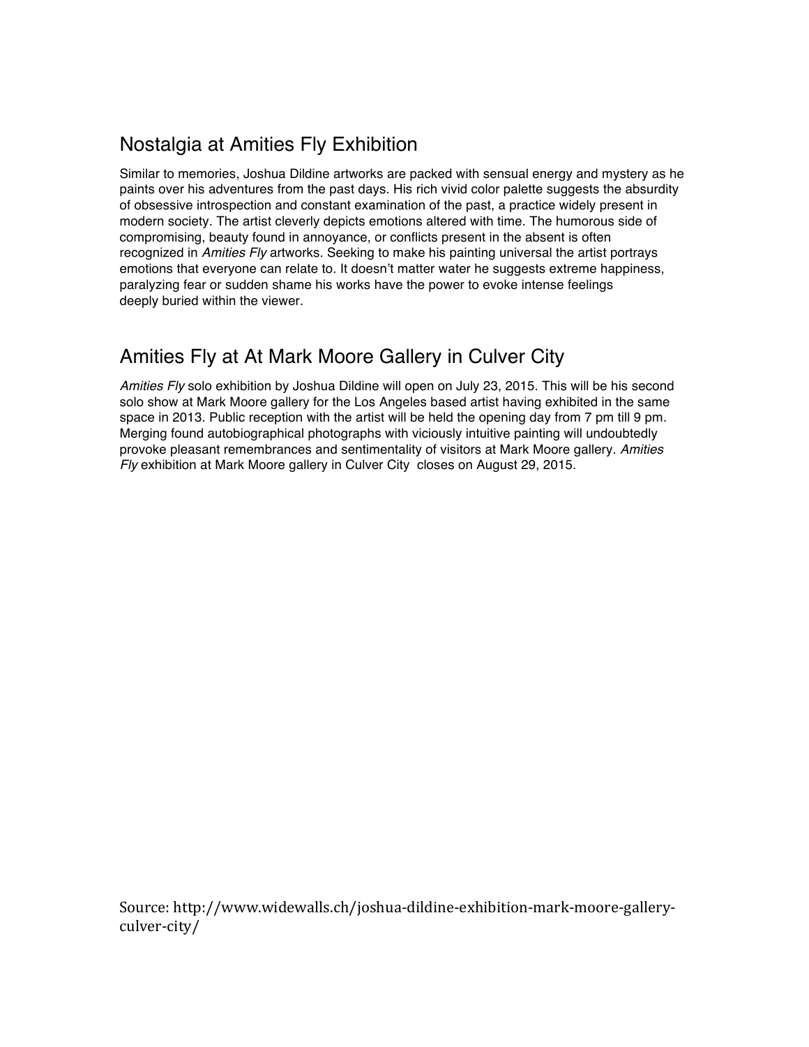## Nostalgia at Amities Fly Exhibition

Similar to memories, Joshua Dildine artworks are packed with sensual energy and mystery as he paints over his adventures from the past days. His rich vivid color palette suggests the absurdity of obsessive introspection and constant examination of the past, a practice widely present in modern society. The artist cleverly depicts emotions altered with time. The humorous side of compromising, beauty found in annoyance, or conflicts present in the absent is often recognized in *Amities Fly* artworks. Seeking to make his painting universal the artist portrays emotions that everyone can relate to. It doesn't matter water he suggests extreme happiness, paralyzing fear or sudden shame his works have the power to evoke intense feelings deeply buried within the viewer.

## Amities Fly at At Mark Moore Gallery in Culver City

*Amities Fly* solo exhibition by Joshua Dildine will open on July 23, 2015. This will be his second solo show at Mark Moore gallery for the Los Angeles based artist having exhibited in the same space in 2013. Public reception with the artist will be held the opening day from 7 pm till 9 pm. Merging found autobiographical photographs with viciously intuitive painting will undoubtedly provoke pleasant remembrances and sentimentality of visitors at Mark Moore gallery. *Amities Fly* exhibition at Mark Moore gallery in Culver City closes on August 29, 2015.

Source: http://www.widewalls.ch/joshua-dildine-exhibition-mark-moore-gallery-culver-city/